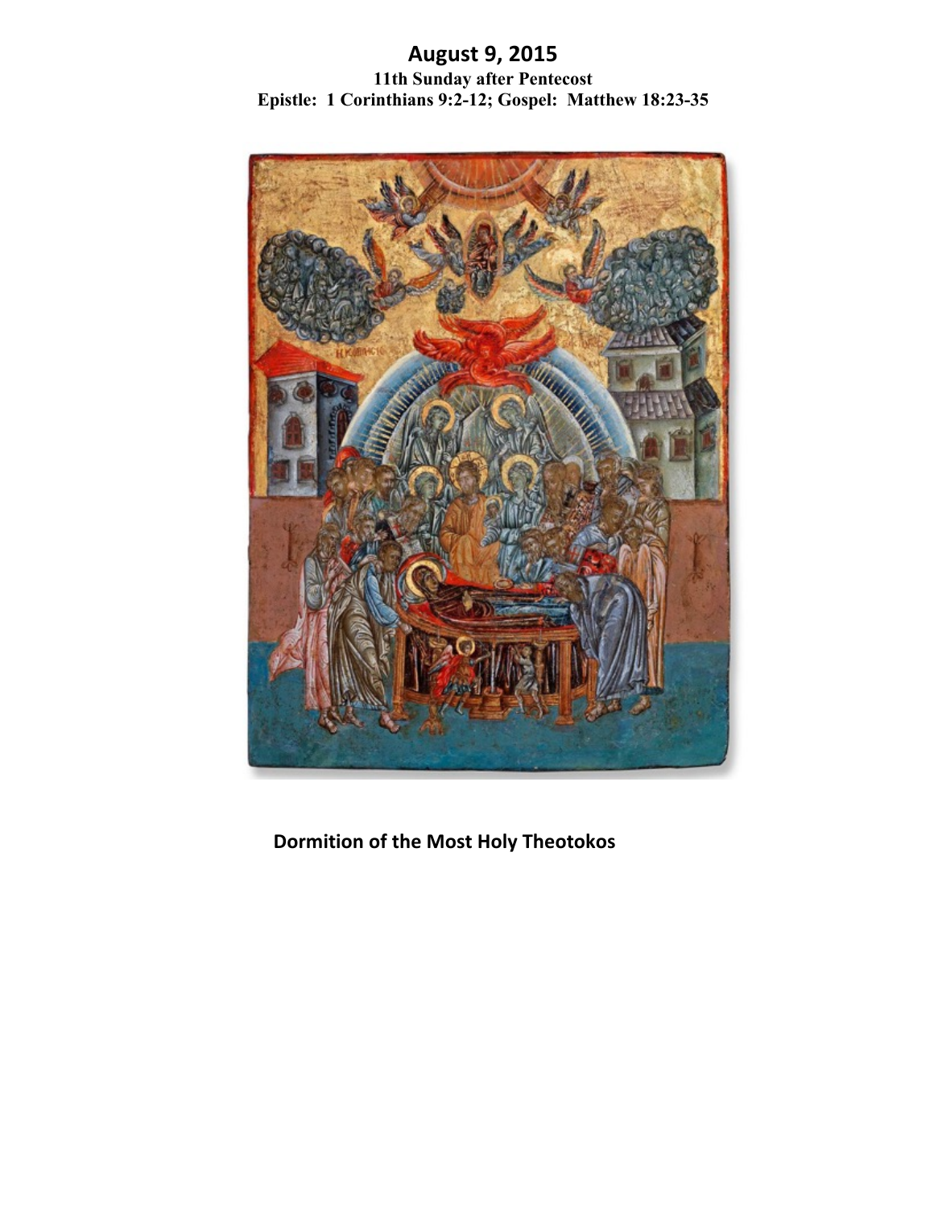# August 9, 2015

**11th Sunday after Pentecost**

**Epistle: 1 Corinthians 9:2-12; Gospel: Matthew 18:23-35**

**Dormition of the Most Holy Theotokos**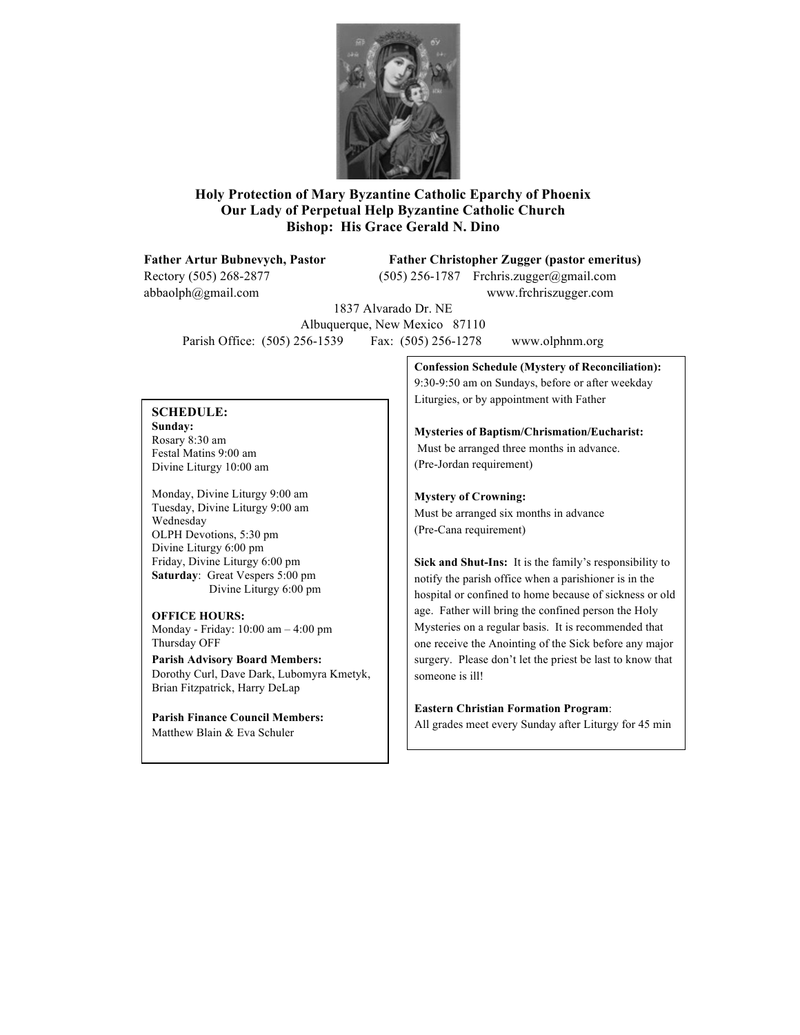**Holy Protection of Mary Byzantine Catholic Eparchy of Phoenix**
**Our Lady of Perpetual Help Byzantine Catholic Church**
**Bishop: His Grace Gerald N. Dino**

**Father Artur Bubnevych, Pastor**
Rectory (505) 268-2877
abbaolph@gmail.com

**Father Christopher Zugger (pastor emeritus)**
(505) 256-1787 Frchris.zugger@gmail.com
www.frchriszugger.com

1837 Alvarado Dr. NE
Albuquerque, New Mexico 87110
Parish Office: (505) 256-1539 Fax: (505) 256-1278 www.olphnm.org

**SCHEDULE:**

**Sunday:**
Rosary 8:30 am
Festal Matins 9:00 am
Divine Liturgy 10:00 am

Monday, Divine Liturgy 9:00 am
Tuesday, Divine Liturgy 9:00 am
Wednesday
OLPH Devotions, 5:30 pm
Divine Liturgy 6:00 pm
Friday, Divine Liturgy 6:00 pm
**Saturday**: Great Vespers 5:00 pm
Divine Liturgy 6:00 pm

**OFFICE HOURS:**
Monday - Friday: 10:00 am – 4:00 pm
Thursday OFF

**Parish Advisory Board Members:**
Dorothy Curl, Dave Dark, Lubomyra Kmetyk, Brian Fitzpatrick, Harry DeLap

**Parish Finance Council Members:**
Matthew Blain & Eva Schuler

**Confession Schedule (Mystery of Reconciliation):**
9:30-9:50 am on Sundays, before or after weekday Liturgies, or by appointment with Father

**Mysteries of Baptism/Chrismation/Eucharist:**
Must be arranged three months in advance.
(Pre-Jordan requirement)

**Mystery of Crowning:**
Must be arranged six months in advance
(Pre-Cana requirement)

**Sick and Shut-Ins:** It is the family's responsibility to notify the parish office when a parishioner is in the hospital or confined to home because of sickness or old age. Father will bring the confined person the Holy Mysteries on a regular basis. It is recommended that one receive the Anointing of the Sick before any major surgery. Please don't let the priest be last to know that someone is ill!

**Eastern Christian Formation Program**:
All grades meet every Sunday after Liturgy for 45 min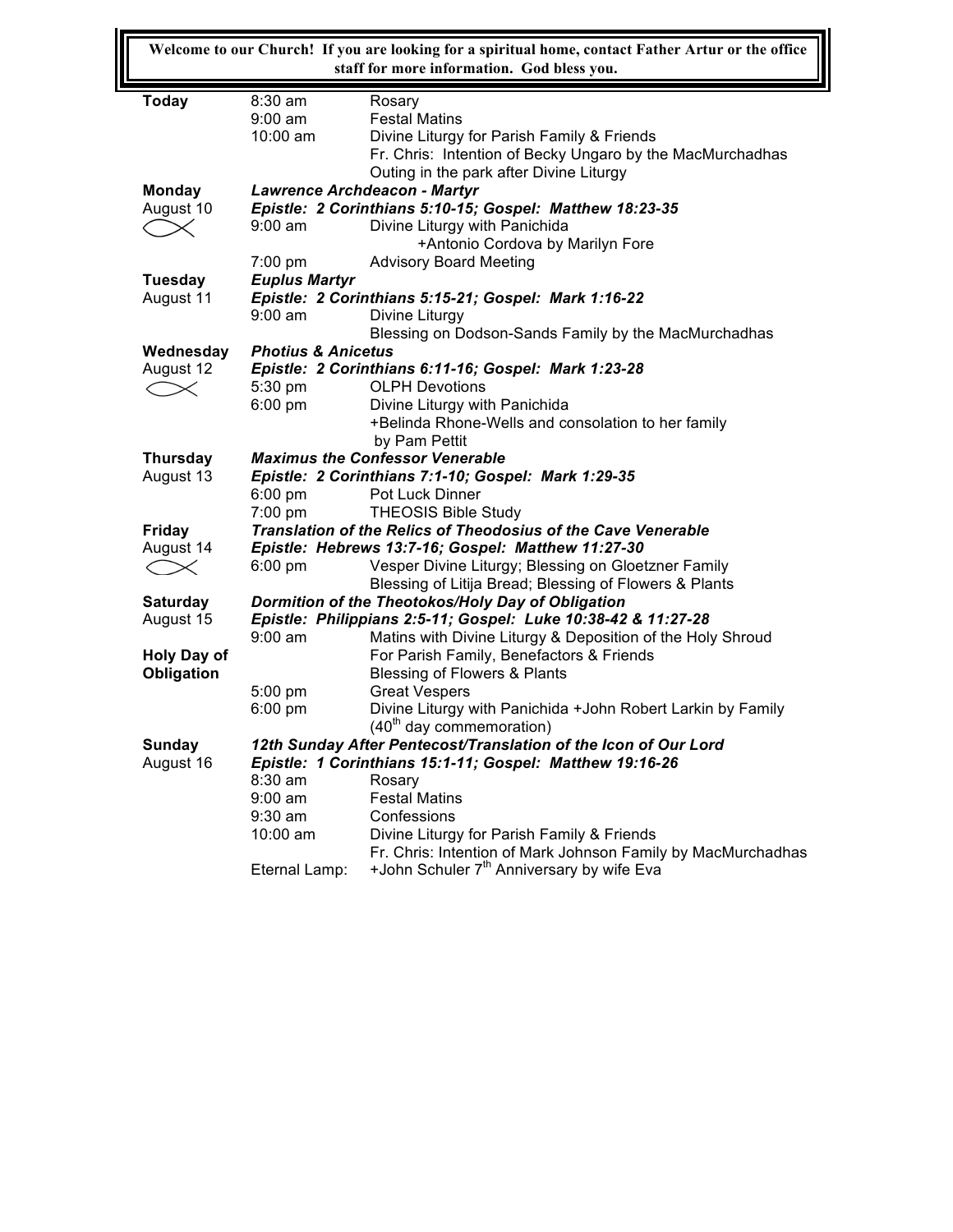**Welcome to our Church! If you are looking for a spiritual home, contact Father Artur or the office staff for more information. God bless you.**

| | | |
|---|---|---|
| **Today** | 8:30 am | Rosary |
| | 9:00 am | Festal Matins |
| | 10:00 am | Divine Liturgy for Parish Family & Friends |
| | | Fr. Chris: Intention of Becky Ungaro by the MacMurchadhas |
| | | Outing in the park after Divine Liturgy |
| **Monday** | ***Lawrence Archdeacon - Martyr*** | |
| August 10 | ***Epistle: 2 Corinthians 5:10-15; Gospel: Matthew 18:23-35*** | |
| | 9:00 am | Divine Liturgy with Panichida |
| | | +Antonio Cordova by Marilyn Fore |
| | 7:00 pm | Advisory Board Meeting |
| **Tuesday** | ***Euplus Martyr*** | |
| August 11 | ***Epistle: 2 Corinthians 5:15-21; Gospel: Mark 1:16-22*** | |
| | 9:00 am | Divine Liturgy |
| | | Blessing on Dodson-Sands Family by the MacMurchadhas |
| **Wednesday** | ***Photius & Anicetus*** | |
| August 12 | ***Epistle: 2 Corinthians 6:11-16; Gospel: Mark 1:23-28*** | |
| | 5:30 pm | OLPH Devotions |
| | 6:00 pm | Divine Liturgy with Panichida |
| | | +Belinda Rhone-Wells and consolation to her family by Pam Pettit |
| **Thursday** | ***Maximus the Confessor Venerable*** | |
| August 13 | ***Epistle: 2 Corinthians 7:1-10; Gospel: Mark 1:29-35*** | |
| | 6:00 pm | Pot Luck Dinner |
| | 7:00 pm | THEOSIS Bible Study |
| **Friday** | ***Translation of the Relics of Theodosius of the Cave Venerable*** | |
| August 14 | ***Epistle: Hebrews 13:7-16; Gospel: Matthew 11:27-30*** | |
| | 6:00 pm | Vesper Divine Liturgy; Blessing on Gloetzner Family |
| | | Blessing of Litija Bread; Blessing of Flowers & Plants |
| **Saturday** | ***Dormition of the Theotokos/Holy Day of Obligation*** | |
| August 15 | ***Epistle: Philippians 2:5-11; Gospel: Luke 10:38-42 & 11:27-28*** | |
| | 9:00 am | Matins with Divine Liturgy & Deposition of the Holy Shroud |
| **Holy Day of Obligation** | | For Parish Family, Benefactors & Friends |
| | | Blessing of Flowers & Plants |
| | 5:00 pm | Great Vespers |
| | 6:00 pm | Divine Liturgy with Panichida +John Robert Larkin by Family (40th day commemoration) |
| **Sunday** | ***12th Sunday After Pentecost/Translation of the Icon of Our Lord*** | |
| August 16 | ***Epistle: 1 Corinthians 15:1-11; Gospel: Matthew 19:16-26*** | |
| | 8:30 am | Rosary |
| | 9:00 am | Festal Matins |
| | 9:30 am | Confessions |
| | 10:00 am | Divine Liturgy for Parish Family & Friends |
| | | Fr. Chris: Intention of Mark Johnson Family by MacMurchadhas |
| | Eternal Lamp: | +John Schuler 7th Anniversary by wife Eva |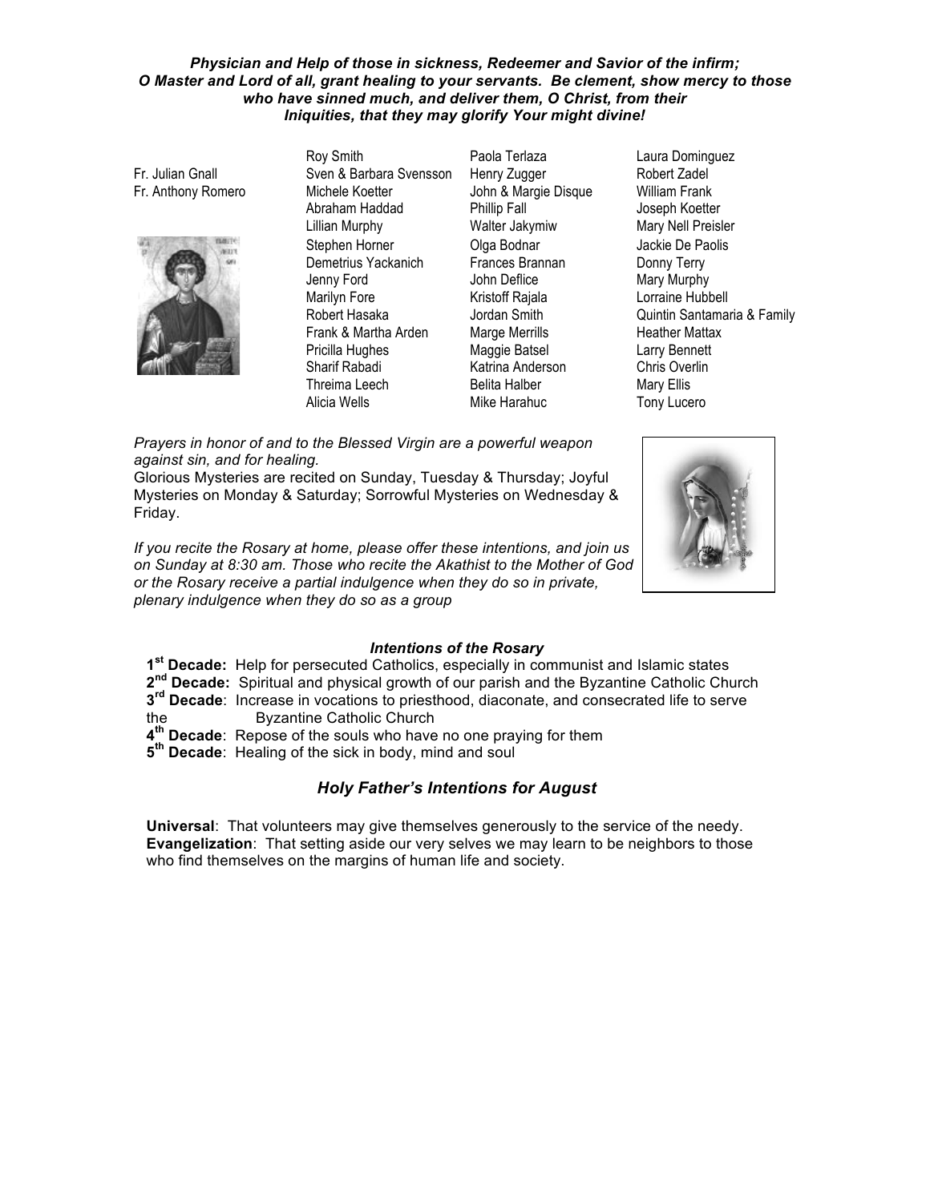***Physician and Help of those in sickness, Redeemer and Savior of the infirm; O Master and Lord of all, grant healing to your servants. Be clement, show mercy to those who have sinned much, and deliver them, O Christ, from their Iniquities, that they may glorify Your might divine!***

Fr. Julian Gnall
Fr. Anthony Romero

Roy Smith
Sven & Barbara Svensson
Michele Koetter
Abraham Haddad
Lillian Murphy
Stephen Horner
Demetrius Yackanich
Jenny Ford
Marilyn Fore
Robert Hasaka
Frank & Martha Arden
Pricilla Hughes
Sharif Rabadi
Threima Leech
Alicia Wells

Paola Terlaza
Henry Zugger
John & Margie Disque
Phillip Fall
Walter Jakymiw
Olga Bodnar
Frances Brannan
John Deflice
Kristoff Rajala
Jordan Smith
Marge Merrills
Maggie Batsel
Katrina Anderson
Belita Halber
Mike Harahuc

Laura Dominguez
Robert Zadel
William Frank
Joseph Koetter
Mary Nell Preisler
Jackie De Paolis
Donny Terry
Mary Murphy
Lorraine Hubbell
Quintin Santamaria & Family
Heather Mattax
Larry Bennett
Chris Overlin
Mary Ellis
Tony Lucero

*Prayers in honor of and to the Blessed Virgin are a powerful weapon against sin, and for healing.*

Glorious Mysteries are recited on Sunday, Tuesday & Thursday; Joyful Mysteries on Monday & Saturday; Sorrowful Mysteries on Wednesday & Friday.

*If you recite the Rosary at home, please offer these intentions, and join us on Sunday at 8:30 am. Those who recite the Akathist to the Mother of God or the Rosary receive a partial indulgence when they do so in private, plenary indulgence when they do so as a group*

### *Intentions of the Rosary*

**1st Decade:** Help for persecuted Catholics, especially in communist and Islamic states
**2nd Decade:** Spiritual and physical growth of our parish and the Byzantine Catholic Church
**3rd Decade**: Increase in vocations to priesthood, diaconate, and consecrated life to serve the Byzantine Catholic Church
**4th Decade**: Repose of the souls who have no one praying for them
**5th Decade**: Healing of the sick in body, mind and soul

## *Holy Father's Intentions for August*

**Universal**: That volunteers may give themselves generously to the service of the needy.
**Evangelization**: That setting aside our very selves we may learn to be neighbors to those who find themselves on the margins of human life and society.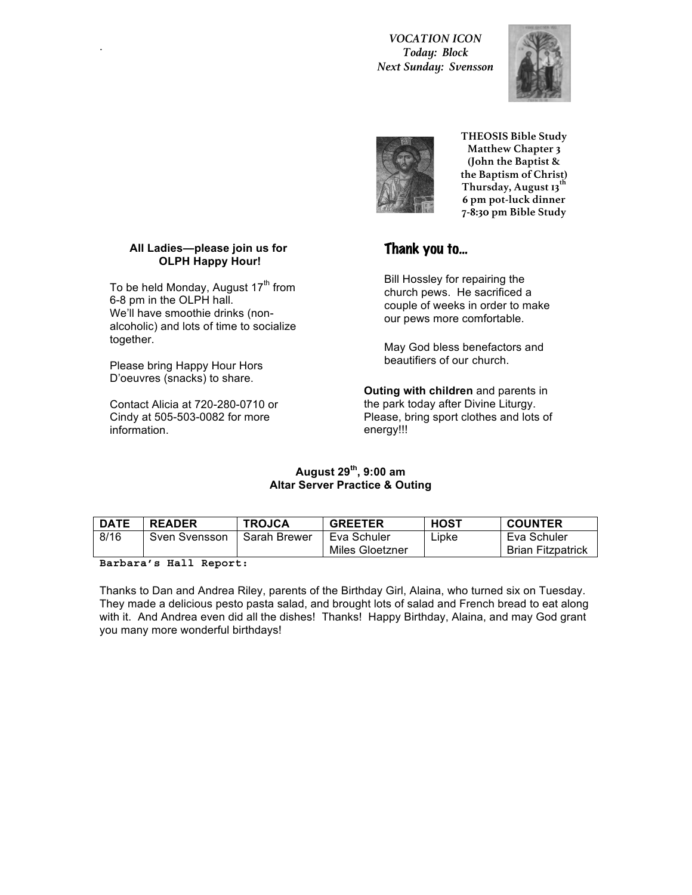*VOCATION ICON*
*Today: Block*
*Next Sunday: Svensson*

**THEOSIS Bible Study**
**Matthew Chapter 3**
**(John the Baptist & the Baptism of Christ)**
**Thursday, August 13th**
**6 pm pot-luck dinner**
**7-8:30 pm Bible Study**

**All Ladies—please join us for OLPH Happy Hour!**

To be held Monday, August 17th from 6-8 pm in the OLPH hall.
We'll have smoothie drinks (non-alcoholic) and lots of time to socialize together.

Please bring Happy Hour Hors D'oeuvres (snacks) to share.

Contact Alicia at 720-280-0710 or Cindy at 505-503-0082 for more information.

## Thank you to...

Bill Hossley for repairing the church pews. He sacrificed a couple of weeks in order to make our pews more comfortable.

May God bless benefactors and beautifiers of our church.

**Outing with children** and parents in the park today after Divine Liturgy. Please, bring sport clothes and lots of energy!!!

**August 29th, 9:00 am**
**Altar Server Practice & Outing**

| DATE | READER | TROJCA | GREETER | HOST | COUNTER |
|---|---|---|---|---|---|
| 8/16 | Sven Svensson | Sarah Brewer | Eva Schuler<br>Miles Gloetzner | Lipke | Eva Schuler<br>Brian Fitzpatrick |

**Barbara's Hall Report:**

Thanks to Dan and Andrea Riley, parents of the Birthday Girl, Alaina, who turned six on Tuesday. They made a delicious pesto pasta salad, and brought lots of salad and French bread to eat along with it. And Andrea even did all the dishes! Thanks! Happy Birthday, Alaina, and may God grant you many more wonderful birthdays!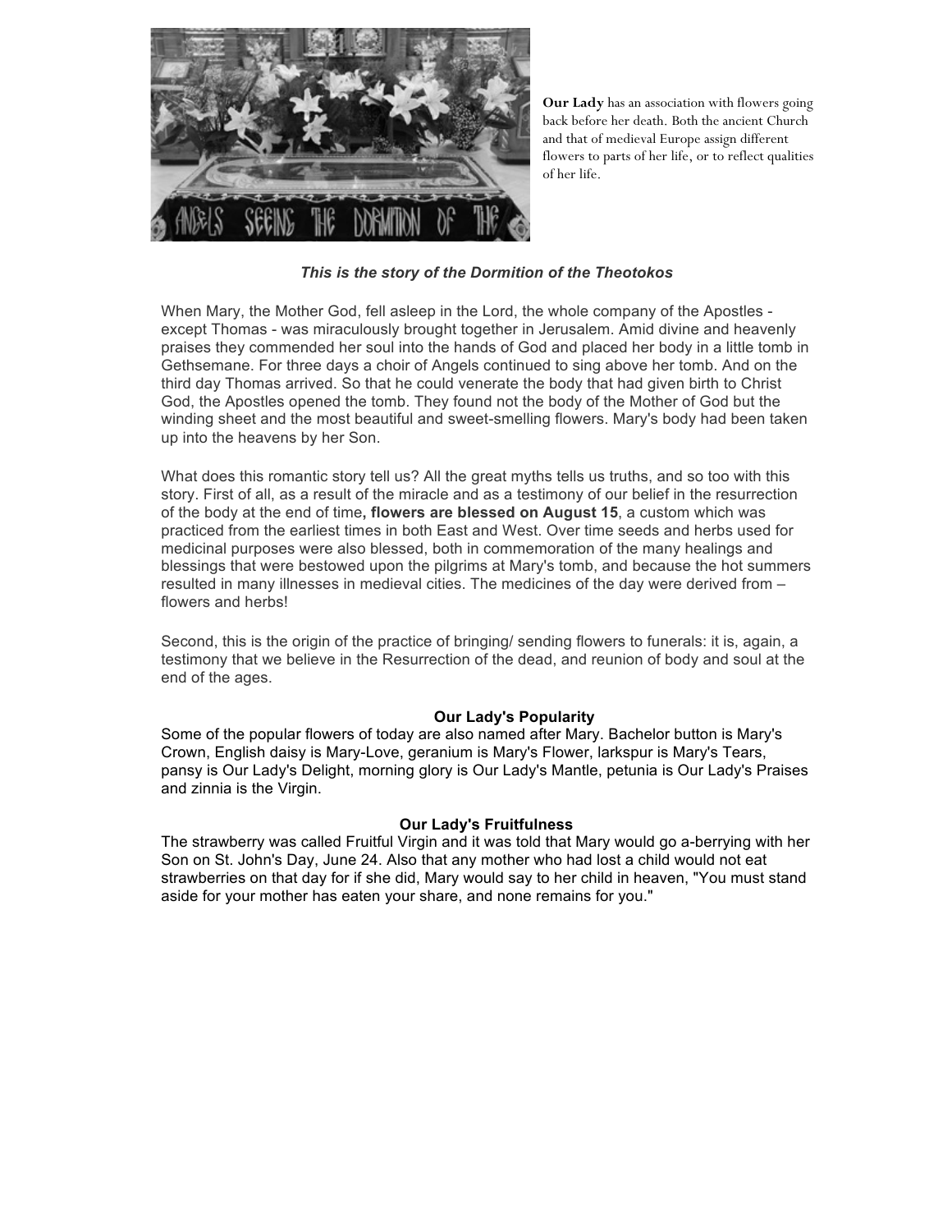**Our Lady** has an association with flowers going back before her death. Both the ancient Church and that of medieval Europe assign different flowers to parts of her life, or to reflect qualities of her life.

### *This is the story of the Dormition of the Theotokos*

When Mary, the Mother God, fell asleep in the Lord, the whole company of the Apostles - except Thomas - was miraculously brought together in Jerusalem. Amid divine and heavenly praises they commended her soul into the hands of God and placed her body in a little tomb in Gethsemane. For three days a choir of Angels continued to sing above her tomb. And on the third day Thomas arrived. So that he could venerate the body that had given birth to Christ God, the Apostles opened the tomb. They found not the body of the Mother of God but the winding sheet and the most beautiful and sweet-smelling flowers. Mary's body had been taken up into the heavens by her Son.

What does this romantic story tell us? All the great myths tells us truths, and so too with this story. First of all, as a result of the miracle and as a testimony of our belief in the resurrection of the body at the end of time**, flowers are blessed on August 15**, a custom which was practiced from the earliest times in both East and West. Over time seeds and herbs used for medicinal purposes were also blessed, both in commemoration of the many healings and blessings that were bestowed upon the pilgrims at Mary's tomb, and because the hot summers resulted in many illnesses in medieval cities. The medicines of the day were derived from – flowers and herbs!

Second, this is the origin of the practice of bringing/ sending flowers to funerals: it is, again, a testimony that we believe in the Resurrection of the dead, and reunion of body and soul at the end of the ages.

### Our Lady's Popularity

Some of the popular flowers of today are also named after Mary. Bachelor button is Mary's Crown, English daisy is Mary-Love, geranium is Mary's Flower, larkspur is Mary's Tears, pansy is Our Lady's Delight, morning glory is Our Lady's Mantle, petunia is Our Lady's Praises and zinnia is the Virgin.

### Our Lady's Fruitfulness

The strawberry was called Fruitful Virgin and it was told that Mary would go a-berrying with her Son on St. John's Day, June 24. Also that any mother who had lost a child would not eat strawberries on that day for if she did, Mary would say to her child in heaven, "You must stand aside for your mother has eaten your share, and none remains for you."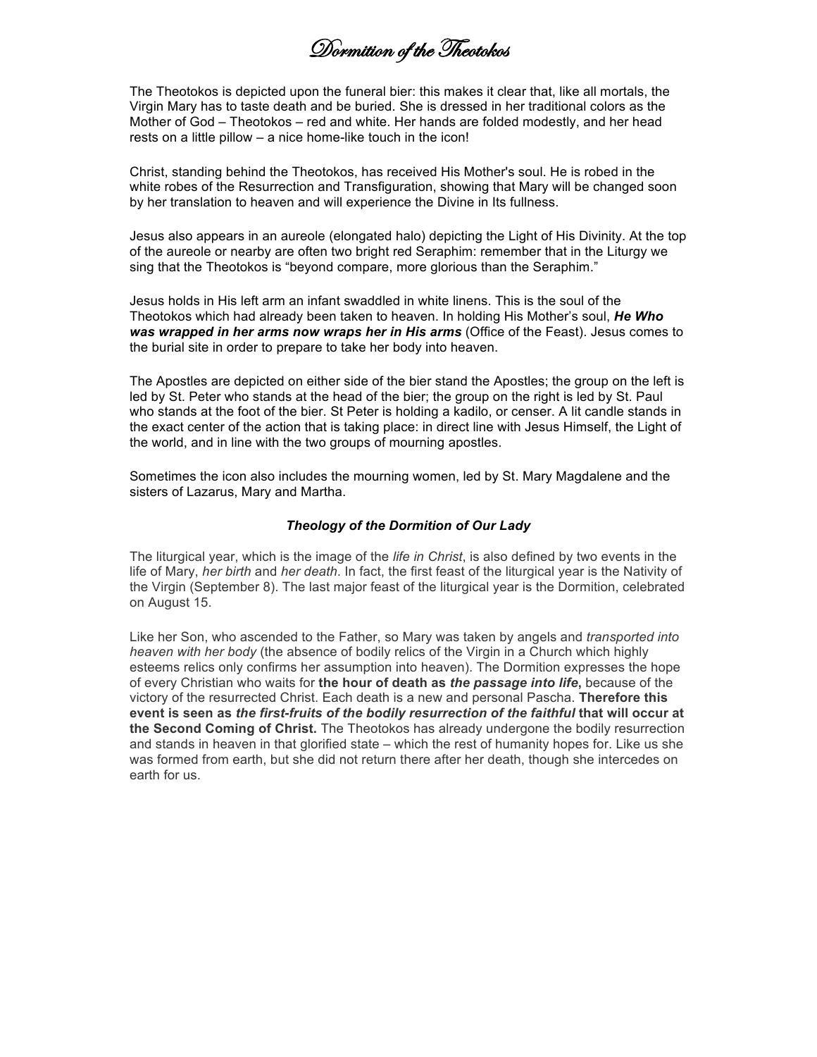# Dormition of the Theotokos

The Theotokos is depicted upon the funeral bier: this makes it clear that, like all mortals, the Virgin Mary has to taste death and be buried. She is dressed in her traditional colors as the Mother of God – Theotokos – red and white. Her hands are folded modestly, and her head rests on a little pillow – a nice home-like touch in the icon!

Christ, standing behind the Theotokos, has received His Mother's soul. He is robed in the white robes of the Resurrection and Transfiguration, showing that Mary will be changed soon by her translation to heaven and will experience the Divine in Its fullness.

Jesus also appears in an aureole (elongated halo) depicting the Light of His Divinity. At the top of the aureole or nearby are often two bright red Seraphim: remember that in the Liturgy we sing that the Theotokos is "beyond compare, more glorious than the Seraphim."

Jesus holds in His left arm an infant swaddled in white linens. This is the soul of the Theotokos which had already been taken to heaven. In holding His Mother's soul, ***He Who was wrapped in her arms now wraps her in His arms*** (Office of the Feast). Jesus comes to the burial site in order to prepare to take her body into heaven.

The Apostles are depicted on either side of the bier stand the Apostles; the group on the left is led by St. Peter who stands at the head of the bier; the group on the right is led by St. Paul who stands at the foot of the bier. St Peter is holding a kadilo, or censer. A lit candle stands in the exact center of the action that is taking place: in direct line with Jesus Himself, the Light of the world, and in line with the two groups of mourning apostles.

Sometimes the icon also includes the mourning women, led by St. Mary Magdalene and the sisters of Lazarus, Mary and Martha.

### *Theology of the Dormition of Our Lady*

The liturgical year, which is the image of the *life in Christ*, is also defined by two events in the life of Mary, *her birth* and *her death*. In fact, the first feast of the liturgical year is the Nativity of the Virgin (September 8). The last major feast of the liturgical year is the Dormition, celebrated on August 15.

Like her Son, who ascended to the Father, so Mary was taken by angels and *transported into heaven with her body* (the absence of bodily relics of the Virgin in a Church which highly esteems relics only confirms her assumption into heaven). The Dormition expresses the hope of every Christian who waits for **the hour of death as *the passage into life*,** because of the victory of the resurrected Christ. Each death is a new and personal Pascha. **Therefore this event is seen as *the first-fruits of the bodily resurrection of the faithful* that will occur at the Second Coming of Christ.** The Theotokos has already undergone the bodily resurrection and stands in heaven in that glorified state – which the rest of humanity hopes for. Like us she was formed from earth, but she did not return there after her death, though she intercedes on earth for us.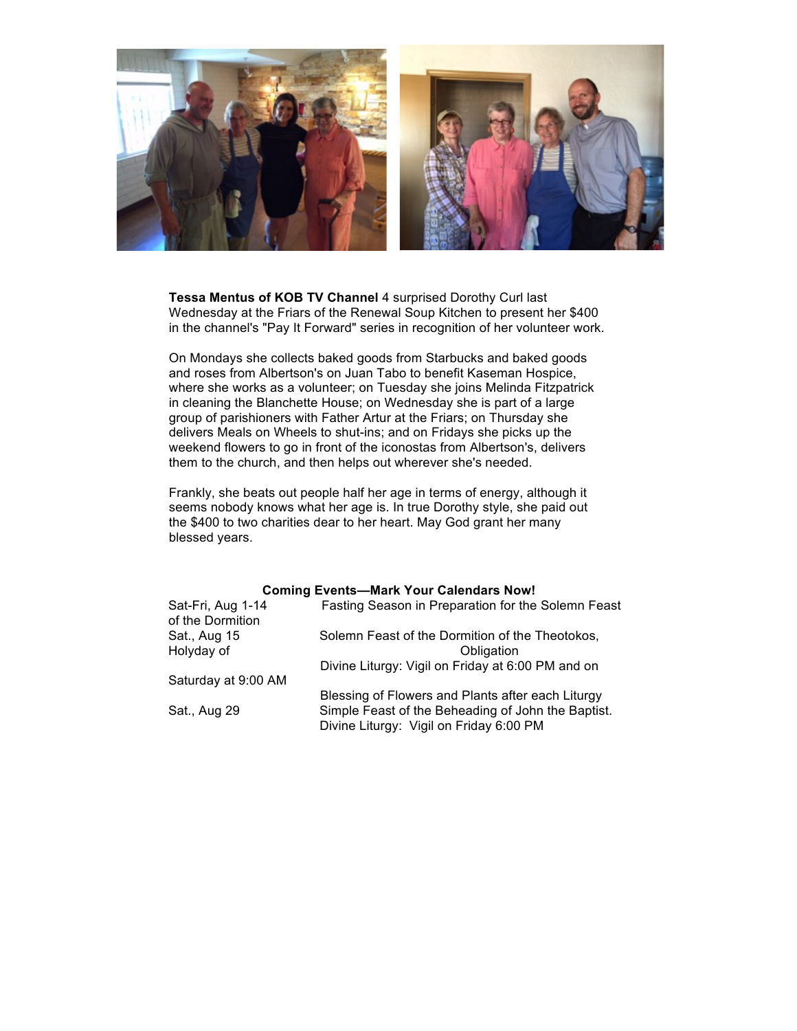**Tessa Mentus of KOB TV Channel** 4 surprised Dorothy Curl last Wednesday at the Friars of the Renewal Soup Kitchen to present her $400 in the channel's "Pay It Forward" series in recognition of her volunteer work.

On Mondays she collects baked goods from Starbucks and baked goods and roses from Albertson's on Juan Tabo to benefit Kaseman Hospice, where she works as a volunteer; on Tuesday she joins Melinda Fitzpatrick in cleaning the Blanchette House; on Wednesday she is part of a large group of parishioners with Father Artur at the Friars; on Thursday she delivers Meals on Wheels to shut-ins; and on Fridays she picks up the weekend flowers to go in front of the iconostas from Albertson's, delivers them to the church, and then helps out wherever she's needed.

Frankly, she beats out people half her age in terms of energy, although it seems nobody knows what her age is. In true Dorothy style, she paid out the $400 to two charities dear to her heart. May God grant her many blessed years.

**Coming Events—Mark Your Calendars Now!**

| | |
|---|---|
| Sat-Fri, Aug 1-14 | Fasting Season in Preparation for the Solemn Feast of the Dormition |
| Sat., Aug 15 | Solemn Feast of the Dormition of the Theotokos, Holyday of Obligation |
| | Divine Liturgy: Vigil on Friday at 6:00 PM and on Saturday at 9:00 AM |
| | Blessing of Flowers and Plants after each Liturgy |
| Sat., Aug 29 | Simple Feast of the Beheading of John the Baptist. |
| | Divine Liturgy: Vigil on Friday 6:00 PM |